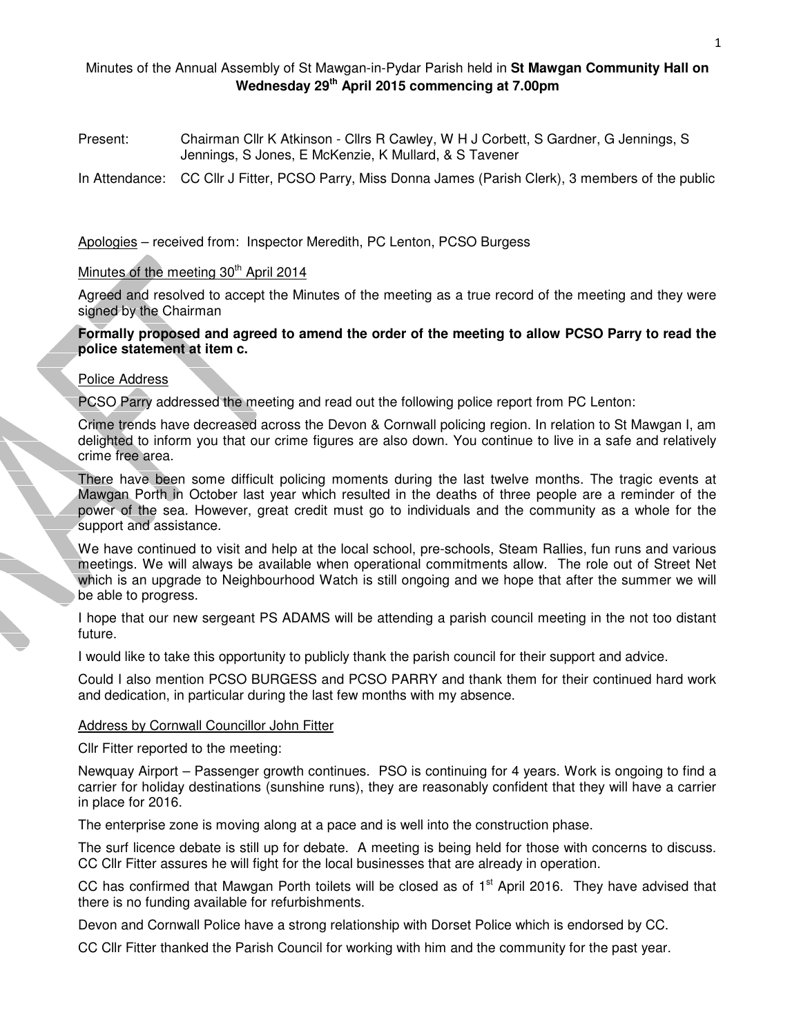Minutes of the Annual Assembly of St Mawgan-in-Pydar Parish held in **St Mawgan Community Hall on Wednesday 29th April 2015 commencing at 7.00pm**

Present: Chairman Cllr K Atkinson - Cllrs R Cawley, W H J Corbett, S Gardner, G Jennings, S Jennings, S Jones, E McKenzie, K Mullard, & S Tavener

In Attendance: CC Cllr J Fitter, PCSO Parry, Miss Donna James (Parish Clerk), 3 members of the public

Apologies – received from: Inspector Meredith, PC Lenton, PCSO Burgess

Minutes of the meeting 30th April 2014

Agreed and resolved to accept the Minutes of the meeting as a true record of the meeting and they were signed by the Chairman

**Formally proposed and agreed to amend the order of the meeting to allow PCSO Parry to read the police statement at item c.**

Police Address

PCSO Parry addressed the meeting and read out the following police report from PC Lenton:

Crime trends have decreased across the Devon & Cornwall policing region. In relation to St Mawgan I, am delighted to inform you that our crime figures are also down. You continue to live in a safe and relatively crime free area.

There have been some difficult policing moments during the last twelve months. The tragic events at Mawgan Porth in October last year which resulted in the deaths of three people are a reminder of the power of the sea. However, great credit must go to individuals and the community as a whole for the support and assistance.

We have continued to visit and help at the local school, pre-schools, Steam Rallies, fun runs and various meetings. We will always be available when operational commitments allow. The role out of Street Net which is an upgrade to Neighbourhood Watch is still ongoing and we hope that after the summer we will be able to progress.

I hope that our new sergeant PS ADAMS will be attending a parish council meeting in the not too distant future.

I would like to take this opportunity to publicly thank the parish council for their support and advice.

Could I also mention PCSO BURGESS and PCSO PARRY and thank them for their continued hard work and dedication, in particular during the last few months with my absence.

Address by Cornwall Councillor John Fitter

Cllr Fitter reported to the meeting:

Newquay Airport – Passenger growth continues. PSO is continuing for 4 years. Work is ongoing to find a carrier for holiday destinations (sunshine runs), they are reasonably confident that they will have a carrier in place for 2016.

The enterprise zone is moving along at a pace and is well into the construction phase.

The surf licence debate is still up for debate. A meeting is being held for those with concerns to discuss. CC Cllr Fitter assures he will fight for the local businesses that are already in operation.

CC has confirmed that Mawgan Porth toilets will be closed as of 1st April 2016. They have advised that there is no funding available for refurbishments.

Devon and Cornwall Police have a strong relationship with Dorset Police which is endorsed by CC.

CC Cllr Fitter thanked the Parish Council for working with him and the community for the past year.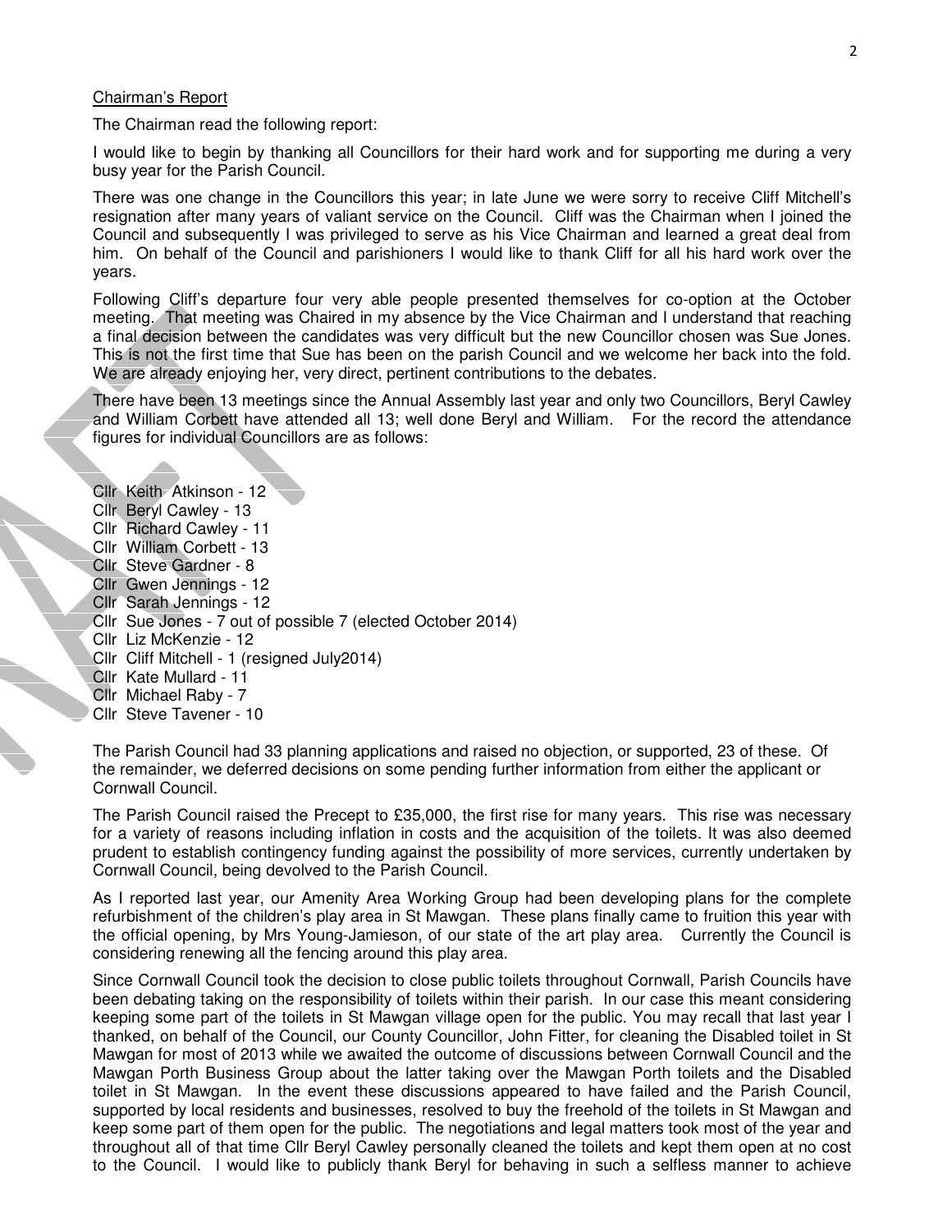Chairman's Report

The Chairman read the following report:

I would like to begin by thanking all Councillors for their hard work and for supporting me during a very busy year for the Parish Council.

There was one change in the Councillors this year; in late June we were sorry to receive Cliff Mitchell's resignation after many years of valiant service on the Council. Cliff was the Chairman when I joined the Council and subsequently I was privileged to serve as his Vice Chairman and learned a great deal from him. On behalf of the Council and parishioners I would like to thank Cliff for all his hard work over the years.

Following Cliff's departure four very able people presented themselves for co-option at the October meeting. That meeting was Chaired in my absence by the Vice Chairman and I understand that reaching a final decision between the candidates was very difficult but the new Councillor chosen was Sue Jones. This is not the first time that Sue has been on the parish Council and we welcome her back into the fold. We are already enjoying her, very direct, pertinent contributions to the debates.

There have been 13 meetings since the Annual Assembly last year and only two Councillors, Beryl Cawley and William Corbett have attended all 13; well done Beryl and William. For the record the attendance figures for individual Councillors are as follows:

Cllr Keith Atkinson - 12
Cllr Beryl Cawley - 13
Cllr Richard Cawley - 11
Cllr William Corbett - 13
Cllr Steve Gardner - 8
Cllr Gwen Jennings - 12
Cllr Sarah Jennings - 12
Cllr Sue Jones - 7 out of possible 7 (elected October 2014)
Cllr Liz McKenzie - 12
Cllr Cliff Mitchell - 1 (resigned July2014)
Cllr Kate Mullard - 11
Cllr Michael Raby - 7
Cllr Steve Tavener - 10

The Parish Council had 33 planning applications and raised no objection, or supported, 23 of these. Of the remainder, we deferred decisions on some pending further information from either the applicant or Cornwall Council.

The Parish Council raised the Precept to £35,000, the first rise for many years. This rise was necessary for a variety of reasons including inflation in costs and the acquisition of the toilets. It was also deemed prudent to establish contingency funding against the possibility of more services, currently undertaken by Cornwall Council, being devolved to the Parish Council.

As I reported last year, our Amenity Area Working Group had been developing plans for the complete refurbishment of the children's play area in St Mawgan. These plans finally came to fruition this year with the official opening, by Mrs Young-Jamieson, of our state of the art play area. Currently the Council is considering renewing all the fencing around this play area.

Since Cornwall Council took the decision to close public toilets throughout Cornwall, Parish Councils have been debating taking on the responsibility of toilets within their parish. In our case this meant considering keeping some part of the toilets in St Mawgan village open for the public. You may recall that last year I thanked, on behalf of the Council, our County Councillor, John Fitter, for cleaning the Disabled toilet in St Mawgan for most of 2013 while we awaited the outcome of discussions between Cornwall Council and the Mawgan Porth Business Group about the latter taking over the Mawgan Porth toilets and the Disabled toilet in St Mawgan. In the event these discussions appeared to have failed and the Parish Council, supported by local residents and businesses, resolved to buy the freehold of the toilets in St Mawgan and keep some part of them open for the public. The negotiations and legal matters took most of the year and throughout all of that time Cllr Beryl Cawley personally cleaned the toilets and kept them open at no cost to the Council. I would like to publicly thank Beryl for behaving in such a selfless manner to achieve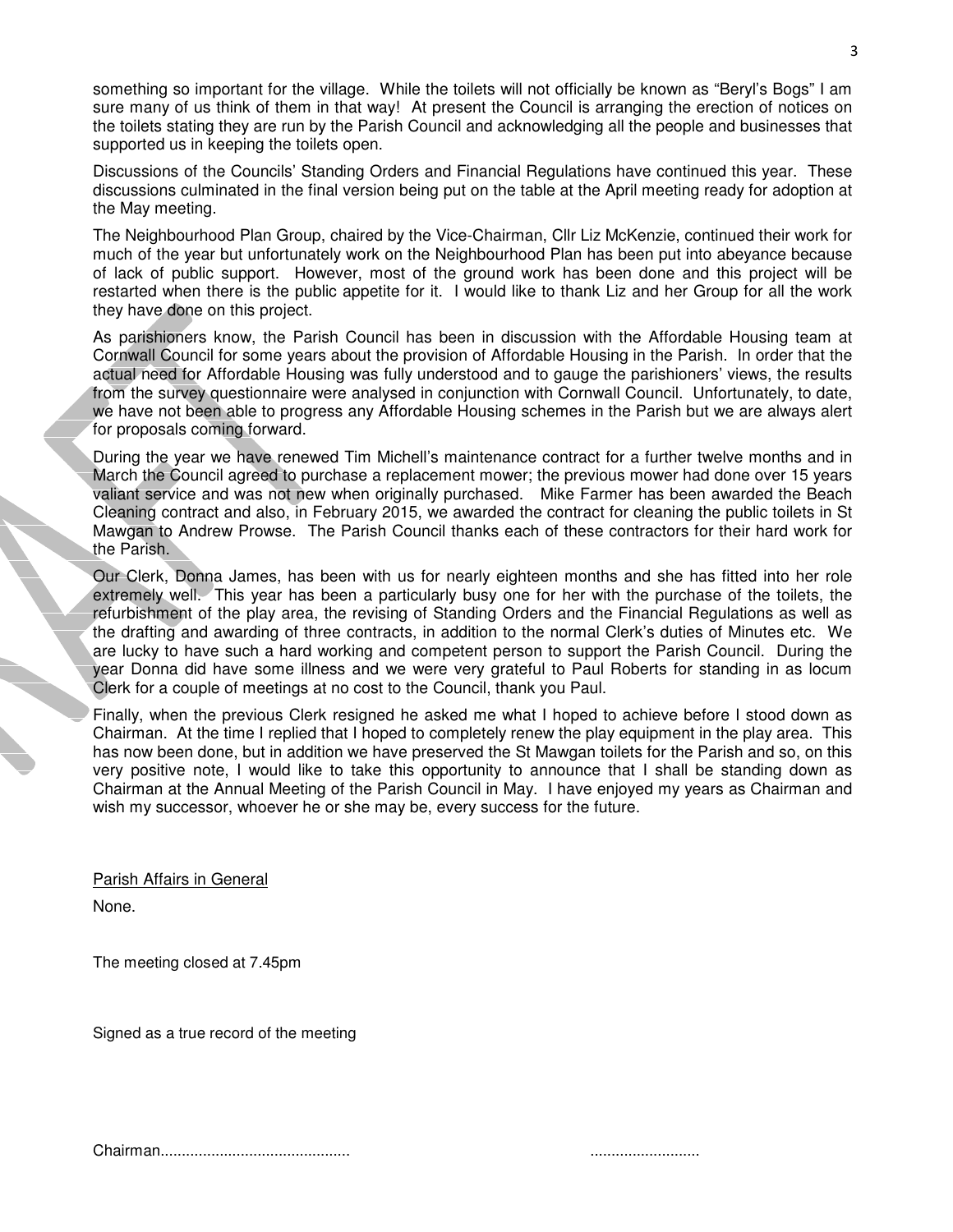something so important for the village. While the toilets will not officially be known as "Beryl's Bogs" I am sure many of us think of them in that way! At present the Council is arranging the erection of notices on the toilets stating they are run by the Parish Council and acknowledging all the people and businesses that supported us in keeping the toilets open.

Discussions of the Councils' Standing Orders and Financial Regulations have continued this year. These discussions culminated in the final version being put on the table at the April meeting ready for adoption at the May meeting.

The Neighbourhood Plan Group, chaired by the Vice-Chairman, Cllr Liz McKenzie, continued their work for much of the year but unfortunately work on the Neighbourhood Plan has been put into abeyance because of lack of public support. However, most of the ground work has been done and this project will be restarted when there is the public appetite for it. I would like to thank Liz and her Group for all the work they have done on this project.

As parishioners know, the Parish Council has been in discussion with the Affordable Housing team at Cornwall Council for some years about the provision of Affordable Housing in the Parish. In order that the actual need for Affordable Housing was fully understood and to gauge the parishioners' views, the results from the survey questionnaire were analysed in conjunction with Cornwall Council. Unfortunately, to date, we have not been able to progress any Affordable Housing schemes in the Parish but we are always alert for proposals coming forward.

During the year we have renewed Tim Michell's maintenance contract for a further twelve months and in March the Council agreed to purchase a replacement mower; the previous mower had done over 15 years valiant service and was not new when originally purchased. Mike Farmer has been awarded the Beach Cleaning contract and also, in February 2015, we awarded the contract for cleaning the public toilets in St Mawgan to Andrew Prowse. The Parish Council thanks each of these contractors for their hard work for the Parish.

Our Clerk, Donna James, has been with us for nearly eighteen months and she has fitted into her role extremely well. This year has been a particularly busy one for her with the purchase of the toilets, the refurbishment of the play area, the revising of Standing Orders and the Financial Regulations as well as the drafting and awarding of three contracts, in addition to the normal Clerk's duties of Minutes etc. We are lucky to have such a hard working and competent person to support the Parish Council. During the year Donna did have some illness and we were very grateful to Paul Roberts for standing in as locum Clerk for a couple of meetings at no cost to the Council, thank you Paul.

Finally, when the previous Clerk resigned he asked me what I hoped to achieve before I stood down as Chairman. At the time I replied that I hoped to completely renew the play equipment in the play area. This has now been done, but in addition we have preserved the St Mawgan toilets for the Parish and so, on this very positive note, I would like to take this opportunity to announce that I shall be standing down as Chairman at the Annual Meeting of the Parish Council in May. I have enjoyed my years as Chairman and wish my successor, whoever he or she may be, every success for the future.

Parish Affairs in General

None.

The meeting closed at 7.45pm

Signed as a true record of the meeting

Chairman............................................ ..........................